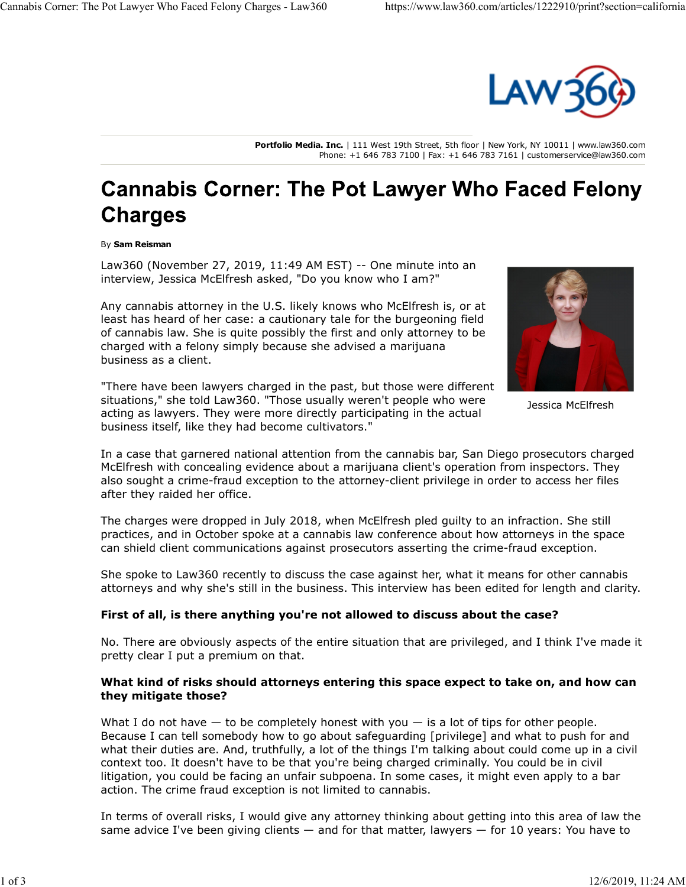Portfolio Media. Inc. | 111 West 19th Street, 5th floor | New York, NY 10011 | www.law360.com
Phone: +1 646 783 7100 | Fax: +1 646 783 7161 | customerservice@law360.com

# Cannabis Corner: The Pot Lawyer Who Faced Felony Charges

By **Sam Reisman**

Law360 (November 27, 2019, 11:49 AM EST) -- One minute into an interview, Jessica McElfresh asked, "Do you know who I am?"

Any cannabis attorney in the U.S. likely knows who McElfresh is, or at least has heard of her case: a cautionary tale for the burgeoning field of cannabis law. She is quite possibly the first and only attorney to be charged with a felony simply because she advised a marijuana business as a client.

Jessica McElfresh

"There have been lawyers charged in the past, but those were different situations," she told Law360. "Those usually weren't people who were acting as lawyers. They were more directly participating in the actual business itself, like they had become cultivators."

In a case that garnered national attention from the cannabis bar, San Diego prosecutors charged McElfresh with concealing evidence about a marijuana client's operation from inspectors. They also sought a crime-fraud exception to the attorney-client privilege in order to access her files after they raided her office.

The charges were dropped in July 2018, when McElfresh pled guilty to an infraction. She still practices, and in October spoke at a cannabis law conference about how attorneys in the space can shield client communications against prosecutors asserting the crime-fraud exception.

She spoke to Law360 recently to discuss the case against her, what it means for other cannabis attorneys and why she's still in the business. This interview has been edited for length and clarity.

**First of all, is there anything you're not allowed to discuss about the case?**

No. There are obviously aspects of the entire situation that are privileged, and I think I've made it pretty clear I put a premium on that.

**What kind of risks should attorneys entering this space expect to take on, and how can they mitigate those?**

What I do not have — to be completely honest with you — is a lot of tips for other people. Because I can tell somebody how to go about safeguarding [privilege] and what to push for and what their duties are. And, truthfully, a lot of the things I'm talking about could come up in a civil context too. It doesn't have to be that you're being charged criminally. You could be in civil litigation, you could be facing an unfair subpoena. In some cases, it might even apply to a bar action. The crime fraud exception is not limited to cannabis.

In terms of overall risks, I would give any attorney thinking about getting into this area of law the same advice I've been giving clients — and for that matter, lawyers — for 10 years: You have to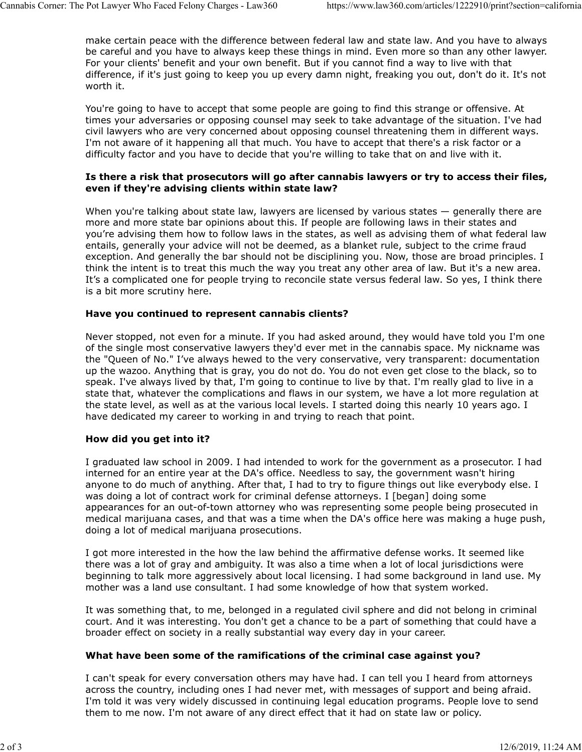make certain peace with the difference between federal law and state law. And you have to always be careful and you have to always keep these things in mind. Even more so than any other lawyer. For your clients' benefit and your own benefit. But if you cannot find a way to live with that difference, if it's just going to keep you up every damn night, freaking you out, don't do it. It's not worth it.

You're going to have to accept that some people are going to find this strange or offensive. At times your adversaries or opposing counsel may seek to take advantage of the situation. I've had civil lawyers who are very concerned about opposing counsel threatening them in different ways. I'm not aware of it happening all that much. You have to accept that there's a risk factor or a difficulty factor and you have to decide that you're willing to take that on and live with it.

**Is there a risk that prosecutors will go after cannabis lawyers or try to access their files, even if they're advising clients within state law?**

When you're talking about state law, lawyers are licensed by various states — generally there are more and more state bar opinions about this. If people are following laws in their states and you're advising them how to follow laws in the states, as well as advising them of what federal law entails, generally your advice will not be deemed, as a blanket rule, subject to the crime fraud exception. And generally the bar should not be disciplining you. Now, those are broad principles. I think the intent is to treat this much the way you treat any other area of law. But it's a new area. It's a complicated one for people trying to reconcile state versus federal law. So yes, I think there is a bit more scrutiny here.

**Have you continued to represent cannabis clients?**

Never stopped, not even for a minute. If you had asked around, they would have told you I'm one of the single most conservative lawyers they'd ever met in the cannabis space. My nickname was the "Queen of No." I've always hewed to the very conservative, very transparent: documentation up the wazoo. Anything that is gray, you do not do. You do not even get close to the black, so to speak. I've always lived by that, I'm going to continue to live by that. I'm really glad to live in a state that, whatever the complications and flaws in our system, we have a lot more regulation at the state level, as well as at the various local levels. I started doing this nearly 10 years ago. I have dedicated my career to working in and trying to reach that point.

**How did you get into it?**

I graduated law school in 2009. I had intended to work for the government as a prosecutor. I had interned for an entire year at the DA's office. Needless to say, the government wasn't hiring anyone to do much of anything. After that, I had to try to figure things out like everybody else. I was doing a lot of contract work for criminal defense attorneys. I [began] doing some appearances for an out-of-town attorney who was representing some people being prosecuted in medical marijuana cases, and that was a time when the DA's office here was making a huge push, doing a lot of medical marijuana prosecutions.

I got more interested in the how the law behind the affirmative defense works. It seemed like there was a lot of gray and ambiguity. It was also a time when a lot of local jurisdictions were beginning to talk more aggressively about local licensing. I had some background in land use. My mother was a land use consultant. I had some knowledge of how that system worked.

It was something that, to me, belonged in a regulated civil sphere and did not belong in criminal court. And it was interesting. You don't get a chance to be a part of something that could have a broader effect on society in a really substantial way every day in your career.

**What have been some of the ramifications of the criminal case against you?**

I can't speak for every conversation others may have had. I can tell you I heard from attorneys across the country, including ones I had never met, with messages of support and being afraid. I'm told it was very widely discussed in continuing legal education programs. People love to send them to me now. I'm not aware of any direct effect that it had on state law or policy.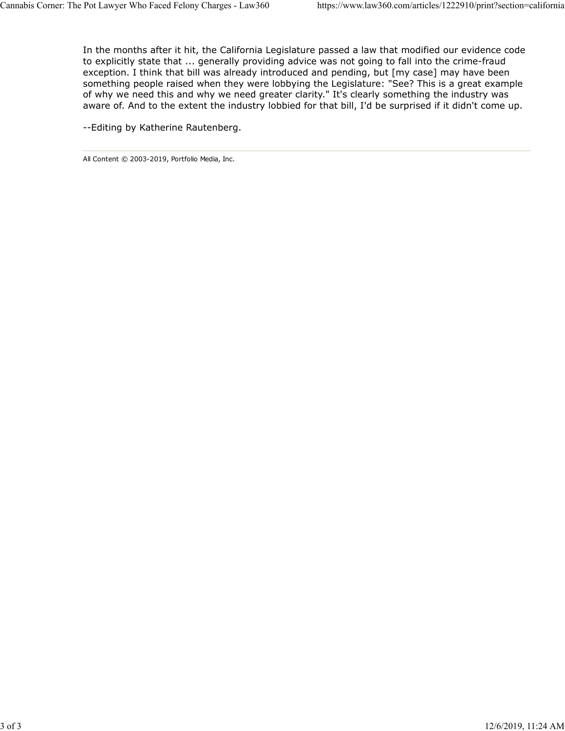In the months after it hit, the California Legislature passed a law that modified our evidence code to explicitly state that ... generally providing advice was not going to fall into the crime-fraud exception. I think that bill was already introduced and pending, but [my case] may have been something people raised when they were lobbying the Legislature: "See? This is a great example of why we need this and why we need greater clarity." It's clearly something the industry was aware of. And to the extent the industry lobbied for that bill, I'd be surprised if it didn't come up.

--Editing by Katherine Rautenberg.

---

All Content © 2003-2019, Portfolio Media, Inc.